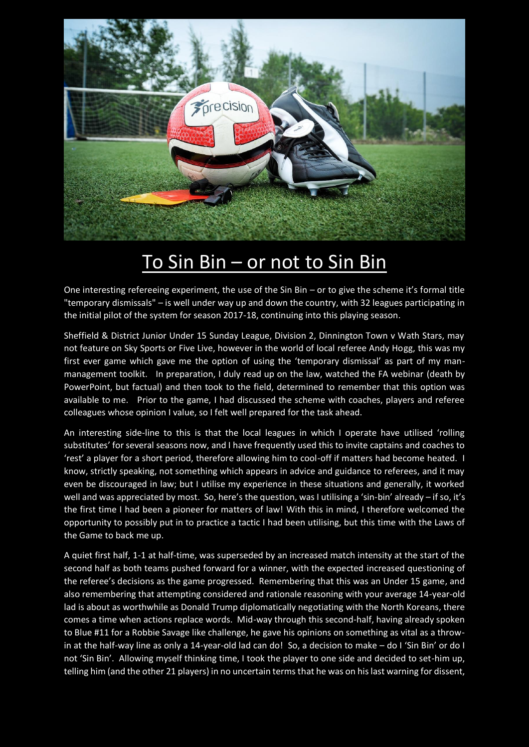# To Sin Bin – or not to Sin Bin

One interesting refereeing experiment, the use of the Sin Bin – or to give the scheme it's formal title "temporary dismissals" – is well under way up and down the country, with 32 leagues participating in the initial pilot of the system for season 2017-18, continuing into this playing season.

Sheffield & District Junior Under 15 Sunday League, Division 2, Dinnington Town v Wath Stars, may not feature on Sky Sports or Five Live, however in the world of local referee Andy Hogg, this was my first ever game which gave me the option of using the 'temporary dismissal' as part of my man-management toolkit. In preparation, I duly read up on the law, watched the FA webinar (death by PowerPoint, but factual) and then took to the field, determined to remember that this option was available to me. Prior to the game, I had discussed the scheme with coaches, players and referee colleagues whose opinion I value, so I felt well prepared for the task ahead.

An interesting side-line to this is that the local leagues in which I operate have utilised 'rolling substitutes' for several seasons now, and I have frequently used this to invite captains and coaches to 'rest' a player for a short period, therefore allowing him to cool-off if matters had become heated. I know, strictly speaking, not something which appears in advice and guidance to referees, and it may even be discouraged in law; but I utilise my experience in these situations and generally, it worked well and was appreciated by most. So, here's the question, was I utilising a 'sin-bin' already – if so, it's the first time I had been a pioneer for matters of law! With this in mind, I therefore welcomed the opportunity to possibly put in to practice a tactic I had been utilising, but this time with the Laws of the Game to back me up.

A quiet first half, 1-1 at half-time, was superseded by an increased match intensity at the start of the second half as both teams pushed forward for a winner, with the expected increased questioning of the referee's decisions as the game progressed. Remembering that this was an Under 15 game, and also remembering that attempting considered and rationale reasoning with your average 14-year-old lad is about as worthwhile as Donald Trump diplomatically negotiating with the North Koreans, there comes a time when actions replace words. Mid-way through this second-half, having already spoken to Blue #11 for a Robbie Savage like challenge, he gave his opinions on something as vital as a throw-in at the half-way line as only a 14-year-old lad can do! So, a decision to make – do I 'Sin Bin' or do I not 'Sin Bin'. Allowing myself thinking time, I took the player to one side and decided to set-him up, telling him (and the other 21 players) in no uncertain terms that he was on his last warning for dissent,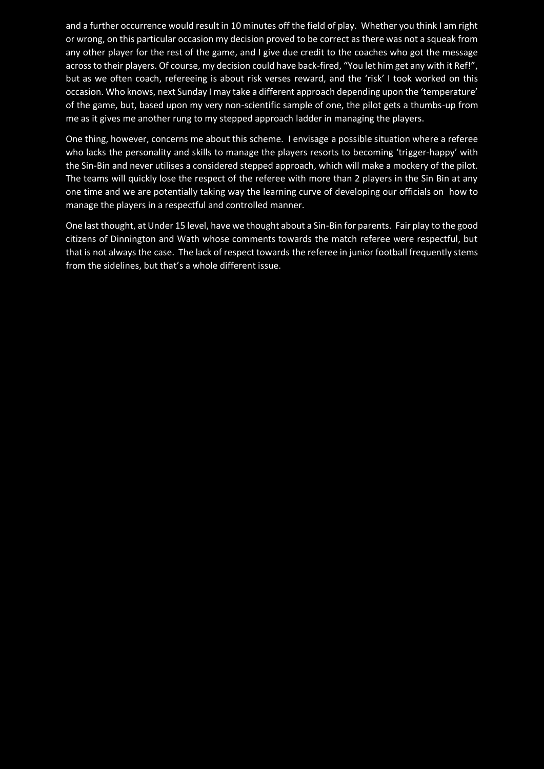and a further occurrence would result in 10 minutes off the field of play. Whether you think I am right or wrong, on this particular occasion my decision proved to be correct as there was not a squeak from any other player for the rest of the game, and I give due credit to the coaches who got the message across to their players. Of course, my decision could have back-fired, "You let him get any with it Ref!", but as we often coach, refereeing is about risk verses reward, and the 'risk' I took worked on this occasion. Who knows, next Sunday I may take a different approach depending upon the 'temperature' of the game, but, based upon my very non-scientific sample of one, the pilot gets a thumbs-up from me as it gives me another rung to my stepped approach ladder in managing the players.

One thing, however, concerns me about this scheme. I envisage a possible situation where a referee who lacks the personality and skills to manage the players resorts to becoming 'trigger-happy' with the Sin-Bin and never utilises a considered stepped approach, which will make a mockery of the pilot. The teams will quickly lose the respect of the referee with more than 2 players in the Sin Bin at any one time and we are potentially taking way the learning curve of developing our officials on how to manage the players in a respectful and controlled manner.

One last thought, at Under 15 level, have we thought about a Sin-Bin for parents. Fair play to the good citizens of Dinnington and Wath whose comments towards the match referee were respectful, but that is not always the case. The lack of respect towards the referee in junior football frequently stems from the sidelines, but that's a whole different issue.